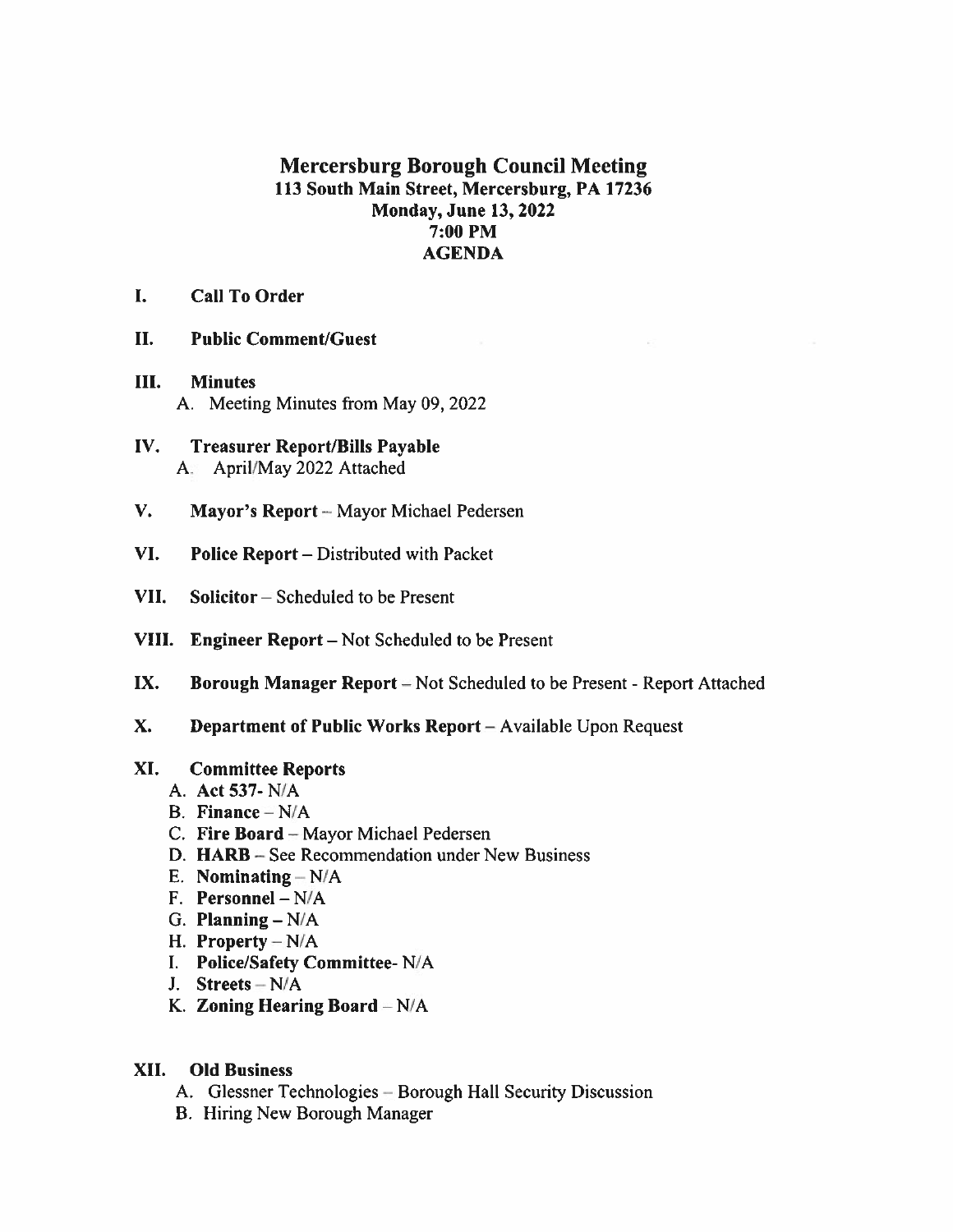# Mercersburg Borough Council Meeting

## 113 South Main Street, Mercersburg, PA 17236
## Monday, June 13, 2022
## 7:00 PM
## AGENDA

**I. Call To Order**

**II. Public Comment/Guest**

**III. Minutes**

A. Meeting Minutes from May 09, 2022

**IV. Treasurer Report/Bills Payable**

A. April/May 2022 Attached

**V. Mayor's Report** – Mayor Michael Pedersen

**VI. Police Report** – Distributed with Packet

**VII. Solicitor** – Scheduled to be Present

**VIII. Engineer Report** – Not Scheduled to be Present

**IX. Borough Manager Report** – Not Scheduled to be Present - Report Attached

**X. Department of Public Works Report** – Available Upon Request

**XI. Committee Reports**

A. **Act 537**- N/A
B. **Finance** – N/A
C. **Fire Board** – Mayor Michael Pedersen
D. **HARB** – See Recommendation under New Business
E. **Nominating** – N/A
F. **Personnel** – N/A
G. **Planning** – N/A
H. **Property** – N/A
I. **Police/Safety Committee**- N/A
J. **Streets** – N/A
K. **Zoning Hearing Board** – N/A

**XII. Old Business**

A. Glessner Technologies – Borough Hall Security Discussion
B. Hiring New Borough Manager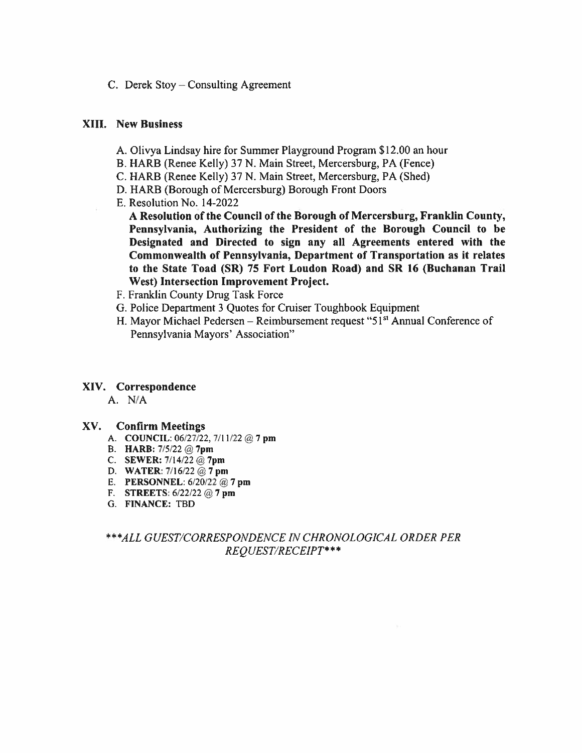C. Derek Stoy – Consulting Agreement

## XIII. New Business

A. Olivya Lindsay hire for Summer Playground Program $12.00 an hour

B. HARB (Renee Kelly) 37 N. Main Street, Mercersburg, PA (Fence)

C. HARB (Renee Kelly) 37 N. Main Street, Mercersburg, PA (Shed)

D. HARB (Borough of Mercersburg) Borough Front Doors

E. Resolution No. 14-2022

**A Resolution of the Council of the Borough of Mercersburg, Franklin County, Pennsylvania, Authorizing the President of the Borough Council to be Designated and Directed to sign any all Agreements entered with the Commonwealth of Pennsylvania, Department of Transportation as it relates to the State Toad (SR) 75 Fort Loudon Road) and SR 16 (Buchanan Trail West) Intersection Improvement Project.**

F. Franklin County Drug Task Force

G. Police Department 3 Quotes for Cruiser Toughbook Equipment

H. Mayor Michael Pedersen – Reimbursement request "51st Annual Conference of Pennsylvania Mayors' Association"

## XIV. Correspondence

A. N/A

## XV. Confirm Meetings

A. **COUNCIL**: 06/27/22, 7/11/22 @ **7 pm**

B. **HARB**: 7/5/22 @ **7pm**

C. **SEWER**: 7/14/22 @ **7pm**

D. **WATER**: 7/16/22 @ **7 pm**

E. **PERSONNEL**: 6/20/22 @ **7 pm**

F. **STREETS**: 6/22/22 @ **7 pm**

G. **FINANCE**: TBD

****ALL GUEST/CORRESPONDENCE IN CHRONOLOGICAL ORDER PER REQUEST/RECEIPT****